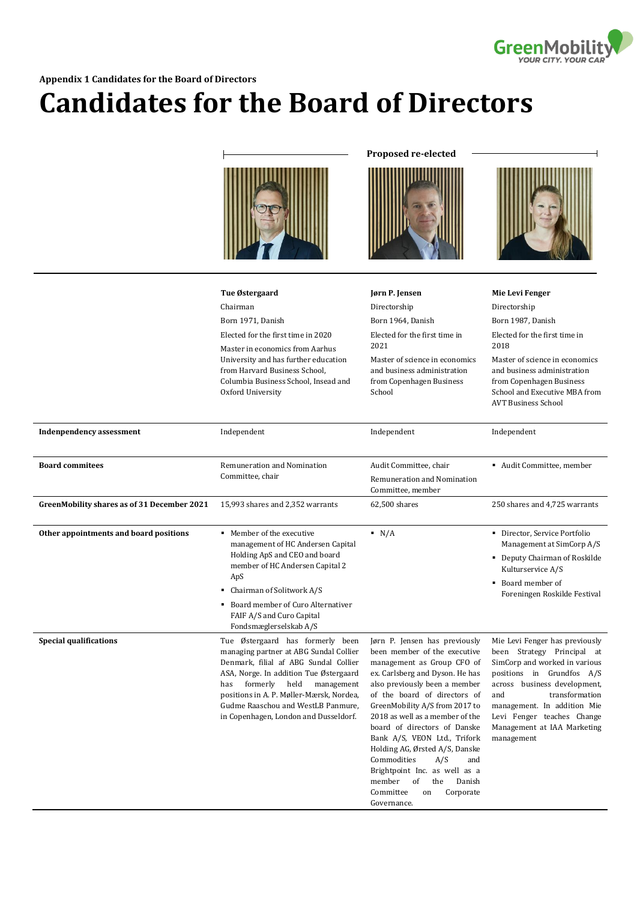**Appendix 1 Candidates for the Board of Directors**

# Candidates for the Board of Directors

**Proposed re-elected**

| | **Tue Østergaard**<br>Chairman<br>Born 1971, Danish<br>Elected for the first time in 2020<br>Master in economics from Aarhus University and has further education from Harvard Business School, Columbia Business School, Insead and Oxford University | **Jørn P. Jensen**<br>Directorship<br>Born 1964, Danish<br>Elected for the first time in 2021<br>Master of science in economics and business administration from Copenhagen Business School | **Mie Levi Fenger**<br>Directorship<br>Born 1987, Danish<br>Elected for the first time in 2018<br>Master of science in economics and business administration from Copenhagen Business School and Executive MBA from AVT Business School |
|---|---|---|---|
| **Indenpendency assessment** | Independent | Independent | Independent |
| **Board commitees** | Remuneration and Nomination Committee, chair | Audit Committee, chair<br>Remuneration and Nomination Committee, member | ▪ Audit Committee, member |
| **GreenMobility shares as of 31 December 2021** | 15,993 shares and 2,352 warrants | 62,500 shares | 250 shares and 4,725 warrants |
| **Other appointments and board positions** | ▪ Member of the executive management of HC Andersen Capital Holding ApS and CEO and board member of HC Andersen Capital 2 ApS<br>▪ Chairman of Solitwork A/S<br>▪ Board member of Curo Alternativer FAIF A/S and Curo Capital Fondsmæglerselskab A/S | ▪ N/A | ▪ Director, Service Portfolio Management at SimCorp A/S<br>▪ Deputy Chairman of Roskilde Kulturservice A/S<br>▪ Board member of Foreningen Roskilde Festival |
| **Special qualifications** | Tue Østergaard has formerly been managing partner at ABG Sundal Collier Denmark, filial af ABG Sundal Collier ASA, Norge. In addition Tue Østergaard has formerly held management positions in A. P. Møller-Mærsk, Nordea, Gudme Raaschou and WestLB Panmure, in Copenhagen, London and Dusseldorf. | Jørn P. Jensen has previously been member of the executive management as Group CFO of ex. Carlsberg and Dyson. He has also previously been a member of the board of directors of GreenMobility A/S from 2017 to 2018 as well as a member of the board of directors of Danske Bank A/S, VEON Ltd., Trifork Holding AG, Ørsted A/S, Danske Commodities A/S and Brightpoint Inc. as well as a member of the Danish Committee on Corporate Governance. | Mie Levi Fenger has previously been Strategy Principal at SimCorp and worked in various positions in Grundfos A/S across business development, and transformation management. In addition Mie Levi Fenger teaches Change Management at IAA Marketing management |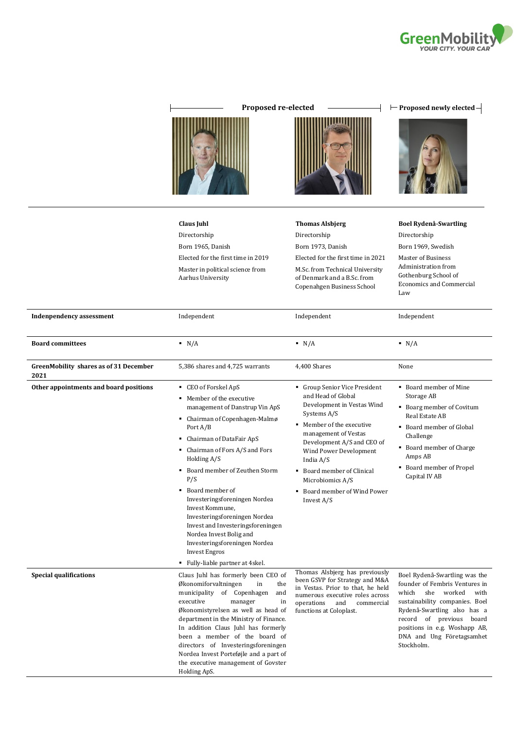| | Proposed re-elected | | Proposed newly elected |
|---|---|---|---|
| | **Claus Juhl**<br>Directorship<br>Born 1965, Danish<br>Elected for the first time in 2019<br>Master in political science from Aarhus University | **Thomas Alsbjerg**<br>Directorship<br>Born 1973, Danish<br>Elected for the first time in 2021<br>M.Sc. from Technical University of Denmark and a B.Sc. from Copenahgen Business School | **Boel Rydenå-Swartling**<br>Directorship<br>Born 1969, Swedish<br>Master of Business Administration from Gothenburg School of Economics and Commercial Law |
| **Indenpendency assessment** | Independent | Independent | Independent |
| **Board committees** | ▪ N/A | ▪ N/A | ▪ N/A |
| **GreenMobility shares as of 31 December 2021** | 5,386 shares and 4,725 warrants | 4,400 Shares | None |
| **Other appointments and board positions** | ▪ CEO of Forskel ApS<br>▪ Member of the executive management of Danstrup Vin ApS<br>▪ Chairman of Copenhagen-Malmø Port A/B<br>▪ Chairman of DataFair ApS<br>▪ Chairman of Fors A/S and Fors Holding A/S<br>▪ Board member of Zeuthen Storm P/S<br>▪ Board member of Investeringsforeningen Nordea Invest Kommune, Investeringsforeningen Nordea Invest and Investeringsforeningen Nordea Invest Bolig and Investeringsforeningen Nordea Invest Engros<br>▪ Fully-liable partner at 4skel. | ▪ Group Senior Vice President and Head of Global Development in Vestas Wind Systems A/S<br>▪ Member of the executive management of Vestas Development A/S and CEO of Wind Power Development India A/S<br>▪ Board member of Clinical Microbiomics A/S<br>▪ Board member of Wind Power Invest A/S | ▪ Board member of Mine Storage AB<br>▪ Boarg member of Covitum Real Estate AB<br>▪ Board member of Global Challenge<br>▪ Board member of Charge Amps AB<br>▪ Board member of Propel Capital IV AB |
| **Special qualifications** | Claus Juhl has formerly been CEO of Økonomiforvaltningen in the municipality of Copenhagen and executive manager in Økonomistyrelsen as well as head of department in the Ministry of Finance. In addition Claus Juhl has formerly been a member of the board of directors of Investeringsforeningen Nordea Invest Portefølje and a part of the executive management of Govster Holding ApS. | Thomas Alsbjerg has previously been GSVP for Strategy and M&A in Vestas. Prior to that, he held numerous executive roles across operations and commercial functions at Coloplast. | Boel Rydenå-Swartling was the founder of Fembris Ventures in which she worked with sustainability companies. Boel Rydenå-Swartling also has a record of previous board positions in e.g. Woshapp AB, DNA and Ung Företagsamhet Stockholm. |